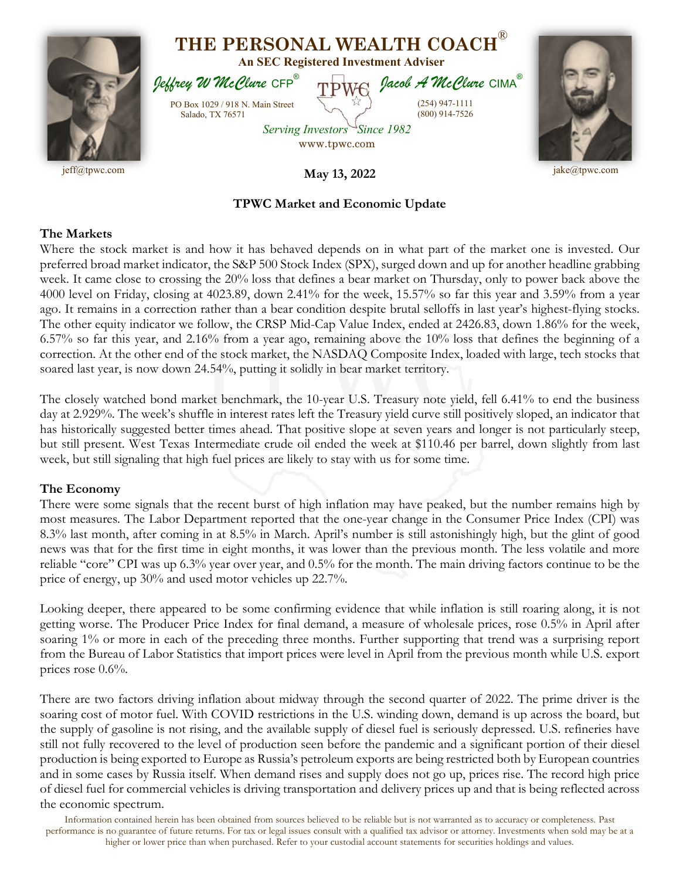# THE PERSONAL WEALTH COACH®

**An SEC Registered Investment Adviser**

*Jeffrey W McClure* CFP® | *Jacob A McClure* CIMA®

PO Box 1029 / 918 N. Main Street
Salado, TX 76571

(254) 947-1111
(800) 914-7526

*Serving Investors Since 1982*
www.tpwc.com

jeff@tpwc.com | jake@tpwc.com

**May 13, 2022**

## TPWC Market and Economic Update

### The Markets

Where the stock market is and how it has behaved depends on in what part of the market one is invested. Our preferred broad market indicator, the S&P 500 Stock Index (SPX), surged down and up for another headline grabbing week. It came close to crossing the 20% loss that defines a bear market on Thursday, only to power back above the 4000 level on Friday, closing at 4023.89, down 2.41% for the week, 15.57% so far this year and 3.59% from a year ago. It remains in a correction rather than a bear condition despite brutal selloffs in last year's highest-flying stocks. The other equity indicator we follow, the CRSP Mid-Cap Value Index, ended at 2426.83, down 1.86% for the week, 6.57% so far this year, and 2.16% from a year ago, remaining above the 10% loss that defines the beginning of a correction. At the other end of the stock market, the NASDAQ Composite Index, loaded with large, tech stocks that soared last year, is now down 24.54%, putting it solidly in bear market territory.

The closely watched bond market benchmark, the 10-year U.S. Treasury note yield, fell 6.41% to end the business day at 2.929%. The week's shuffle in interest rates left the Treasury yield curve still positively sloped, an indicator that has historically suggested better times ahead. That positive slope at seven years and longer is not particularly steep, but still present. West Texas Intermediate crude oil ended the week at $110.46 per barrel, down slightly from last week, but still signaling that high fuel prices are likely to stay with us for some time.

### The Economy

There were some signals that the recent burst of high inflation may have peaked, but the number remains high by most measures. The Labor Department reported that the one-year change in the Consumer Price Index (CPI) was 8.3% last month, after coming in at 8.5% in March. April's number is still astonishingly high, but the glint of good news was that for the first time in eight months, it was lower than the previous month. The less volatile and more reliable "core" CPI was up 6.3% year over year, and 0.5% for the month. The main driving factors continue to be the price of energy, up 30% and used motor vehicles up 22.7%.

Looking deeper, there appeared to be some confirming evidence that while inflation is still roaring along, it is not getting worse. The Producer Price Index for final demand, a measure of wholesale prices, rose 0.5% in April after soaring 1% or more in each of the preceding three months. Further supporting that trend was a surprising report from the Bureau of Labor Statistics that import prices were level in April from the previous month while U.S. export prices rose 0.6%.

There are two factors driving inflation about midway through the second quarter of 2022. The prime driver is the soaring cost of motor fuel. With COVID restrictions in the U.S. winding down, demand is up across the board, but the supply of gasoline is not rising, and the available supply of diesel fuel is seriously depressed. U.S. refineries have still not fully recovered to the level of production seen before the pandemic and a significant portion of their diesel production is being exported to Europe as Russia's petroleum exports are being restricted both by European countries and in some cases by Russia itself. When demand rises and supply does not go up, prices rise. The record high price of diesel fuel for commercial vehicles is driving transportation and delivery prices up and that is being reflected across the economic spectrum.

Information contained herein has been obtained from sources believed to be reliable but is not warranted as to accuracy or completeness. Past performance is no guarantee of future returns. For tax or legal issues consult with a qualified tax advisor or attorney. Investments when sold may be at a higher or lower price than when purchased. Refer to your custodial account statements for securities holdings and values.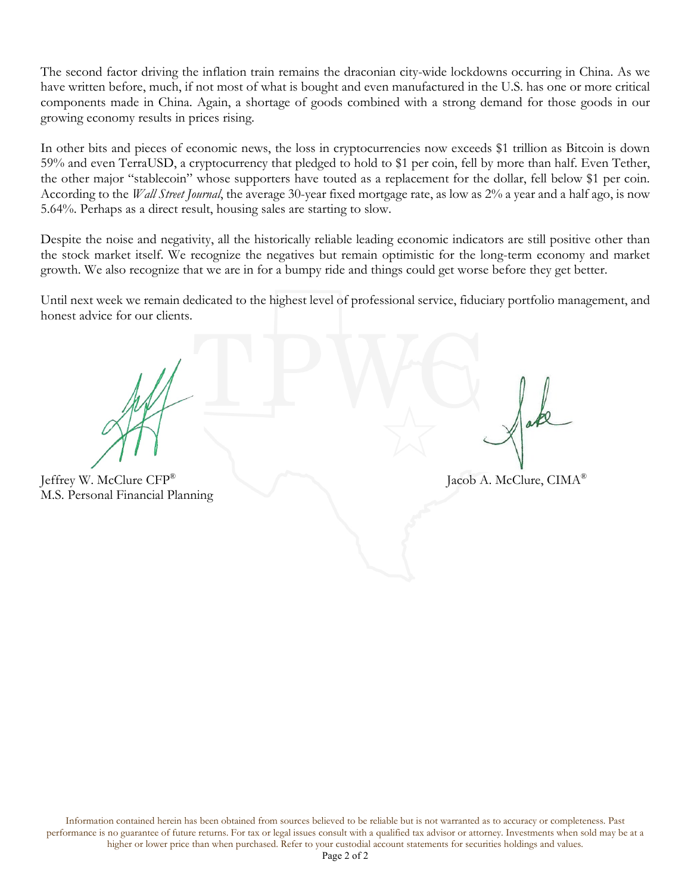The second factor driving the inflation train remains the draconian city-wide lockdowns occurring in China. As we have written before, much, if not most of what is bought and even manufactured in the U.S. has one or more critical components made in China. Again, a shortage of goods combined with a strong demand for those goods in our growing economy results in prices rising.

In other bits and pieces of economic news, the loss in cryptocurrencies now exceeds $1 trillion as Bitcoin is down 59% and even TerraUSD, a cryptocurrency that pledged to hold to $1 per coin, fell by more than half. Even Tether, the other major "stablecoin" whose supporters have touted as a replacement for the dollar, fell below $1 per coin. According to the *Wall Street Journal*, the average 30-year fixed mortgage rate, as low as 2% a year and a half ago, is now 5.64%. Perhaps as a direct result, housing sales are starting to slow.

Despite the noise and negativity, all the historically reliable leading economic indicators are still positive other than the stock market itself. We recognize the negatives but remain optimistic for the long-term economy and market growth. We also recognize that we are in for a bumpy ride and things could get worse before they get better.

Until next week we remain dedicated to the highest level of professional service, fiduciary portfolio management, and honest advice for our clients.

Jeffrey W. McClure CFP®
M.S. Personal Financial Planning

Jacob A. McClure, CIMA®

Information contained herein has been obtained from sources believed to be reliable but is not warranted as to accuracy or completeness. Past performance is no guarantee of future returns. For tax or legal issues consult with a qualified tax advisor or attorney. Investments when sold may be at a higher or lower price than when purchased. Refer to your custodial account statements for securities holdings and values.